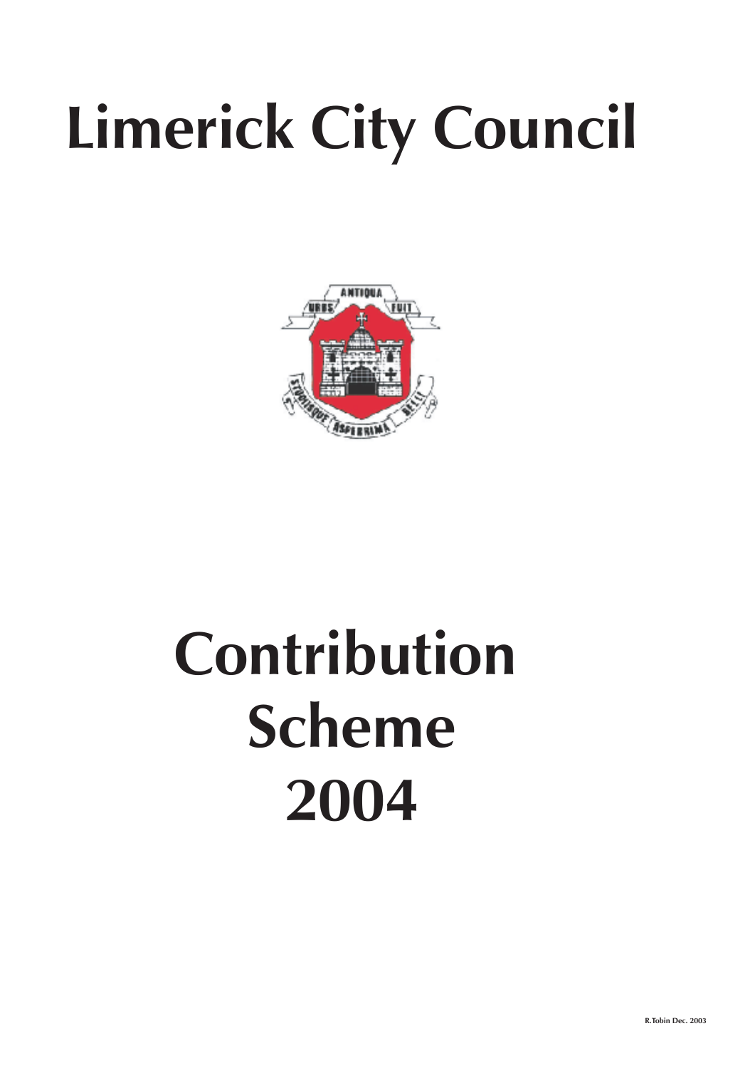# Limerick City Council

# Contribution Scheme 2004

R.Tobin Dec. 2003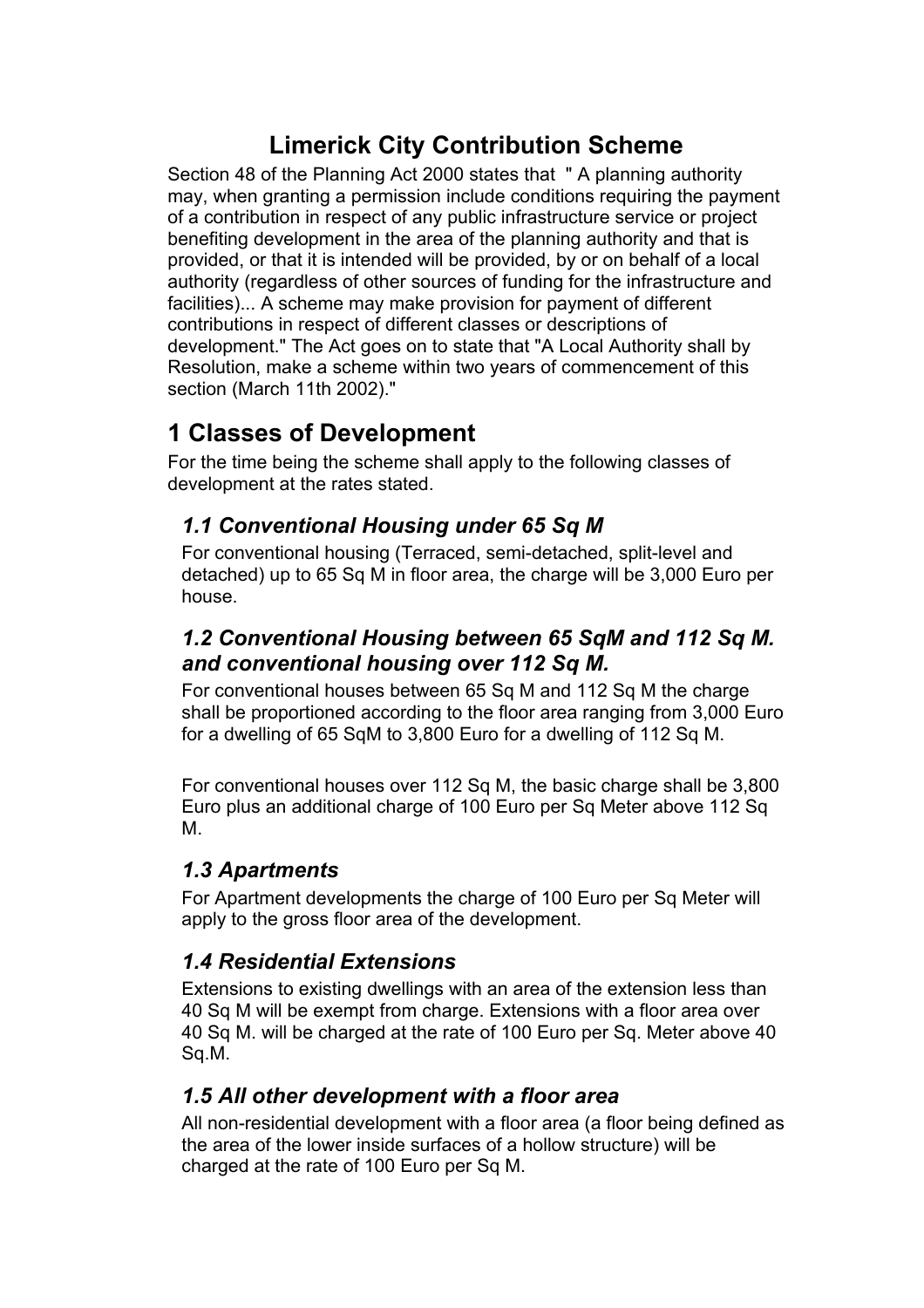# Limerick City Contribution Scheme

Section 48 of the Planning Act 2000 states that " A planning authority may, when granting a permission include conditions requiring the payment of a contribution in respect of any public infrastructure service or project benefiting development in the area of the planning authority and that is provided, or that it is intended will be provided, by or on behalf of a local authority (regardless of other sources of funding for the infrastructure and facilities)... A scheme may make provision for payment of different contributions in respect of different classes or descriptions of development." The Act goes on to state that "A Local Authority shall by Resolution, make a scheme within two years of commencement of this section (March 11th 2002)."

## 1 Classes of Development

For the time being the scheme shall apply to the following classes of development at the rates stated.

### *1.1 Conventional Housing under 65 Sq M*

For conventional housing (Terraced, semi-detached, split-level and detached) up to 65 Sq M in floor area, the charge will be 3,000 Euro per house.

### *1.2 Conventional Housing between 65 SqM and 112 Sq M. and conventional housing over 112 Sq M.*

For conventional houses between 65 Sq M and 112 Sq M the charge shall be proportioned according to the floor area ranging from 3,000 Euro for a dwelling of 65 SqM to 3,800 Euro for a dwelling of 112 Sq M.

For conventional houses over 112 Sq M, the basic charge shall be 3,800 Euro plus an additional charge of 100 Euro per Sq Meter above 112 Sq M.

### *1.3 Apartments*

For Apartment developments the charge of 100 Euro per Sq Meter will apply to the gross floor area of the development.

### *1.4 Residential Extensions*

Extensions to existing dwellings with an area of the extension less than 40 Sq M will be exempt from charge. Extensions with a floor area over 40 Sq M. will be charged at the rate of 100 Euro per Sq. Meter above 40 Sq.M.

### *1.5 All other development with a floor area*

All non-residential development with a floor area (a floor being defined as the area of the lower inside surfaces of a hollow structure) will be charged at the rate of 100 Euro per Sq M.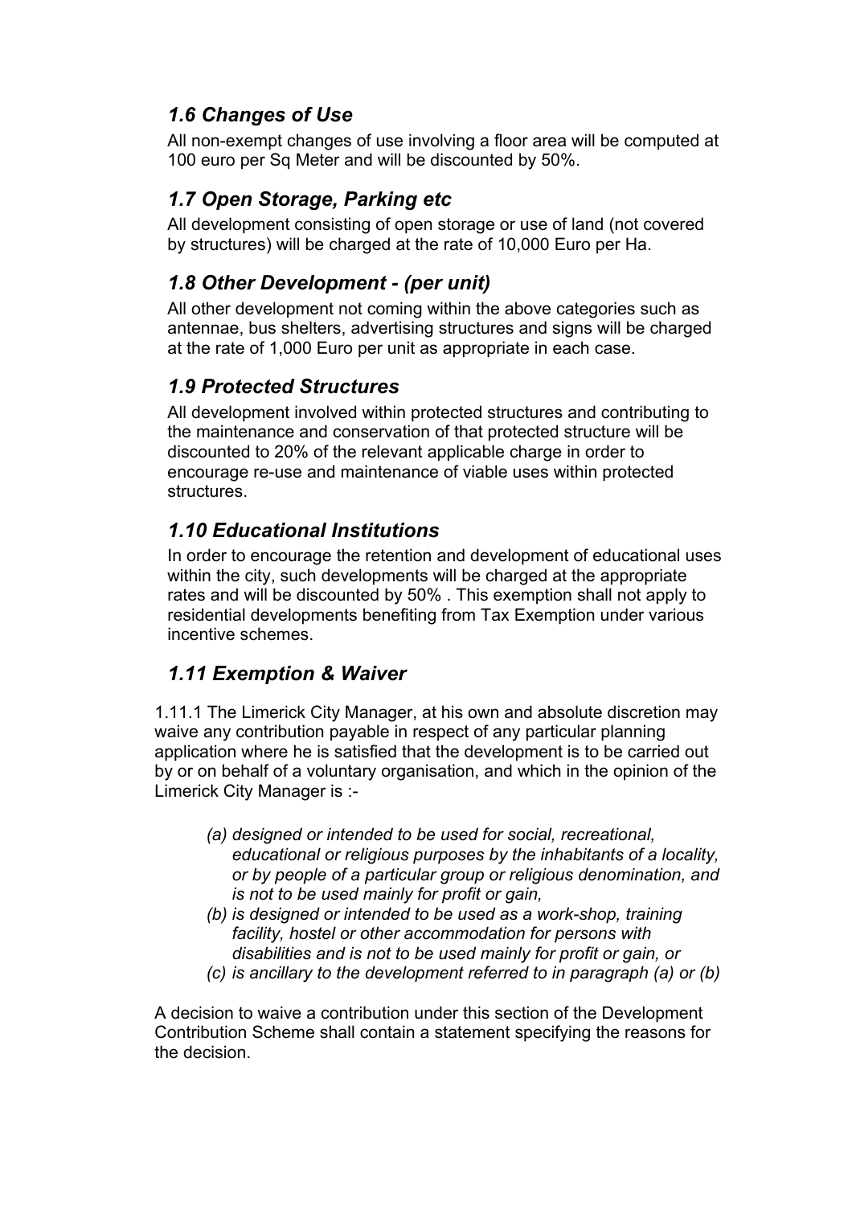### *1.6 Changes of Use*

All non-exempt changes of use involving a floor area will be computed at 100 euro per Sq Meter and will be discounted by 50%.

### *1.7 Open Storage, Parking etc*

All development consisting of open storage or use of land (not covered by structures) will be charged at the rate of 10,000 Euro per Ha.

### *1.8 Other Development - (per unit)*

All other development not coming within the above categories such as antennae, bus shelters, advertising structures and signs will be charged at the rate of 1,000 Euro per unit as appropriate in each case.

### *1.9 Protected Structures*

All development involved within protected structures and contributing to the maintenance and conservation of that protected structure will be discounted to 20% of the relevant applicable charge in order to encourage re-use and maintenance of viable uses within protected structures.

### *1.10 Educational Institutions*

In order to encourage the retention and development of educational uses within the city, such developments will be charged at the appropriate rates and will be discounted by 50% . This exemption shall not apply to residential developments benefiting from Tax Exemption under various incentive schemes.

### *1.11 Exemption & Waiver*

1.11.1 The Limerick City Manager, at his own and absolute discretion may waive any contribution payable in respect of any particular planning application where he is satisfied that the development is to be carried out by or on behalf of a voluntary organisation, and which in the opinion of the Limerick City Manager is :-

- *(a) designed or intended to be used for social, recreational, educational or religious purposes by the inhabitants of a locality, or by people of a particular group or religious denomination, and is not to be used mainly for profit or gain,*
- *(b) is designed or intended to be used as a work-shop, training facility, hostel or other accommodation for persons with disabilities and is not to be used mainly for profit or gain, or*
- *(c) is ancillary to the development referred to in paragraph (a) or (b)*

A decision to waive a contribution under this section of the Development Contribution Scheme shall contain a statement specifying the reasons for the decision.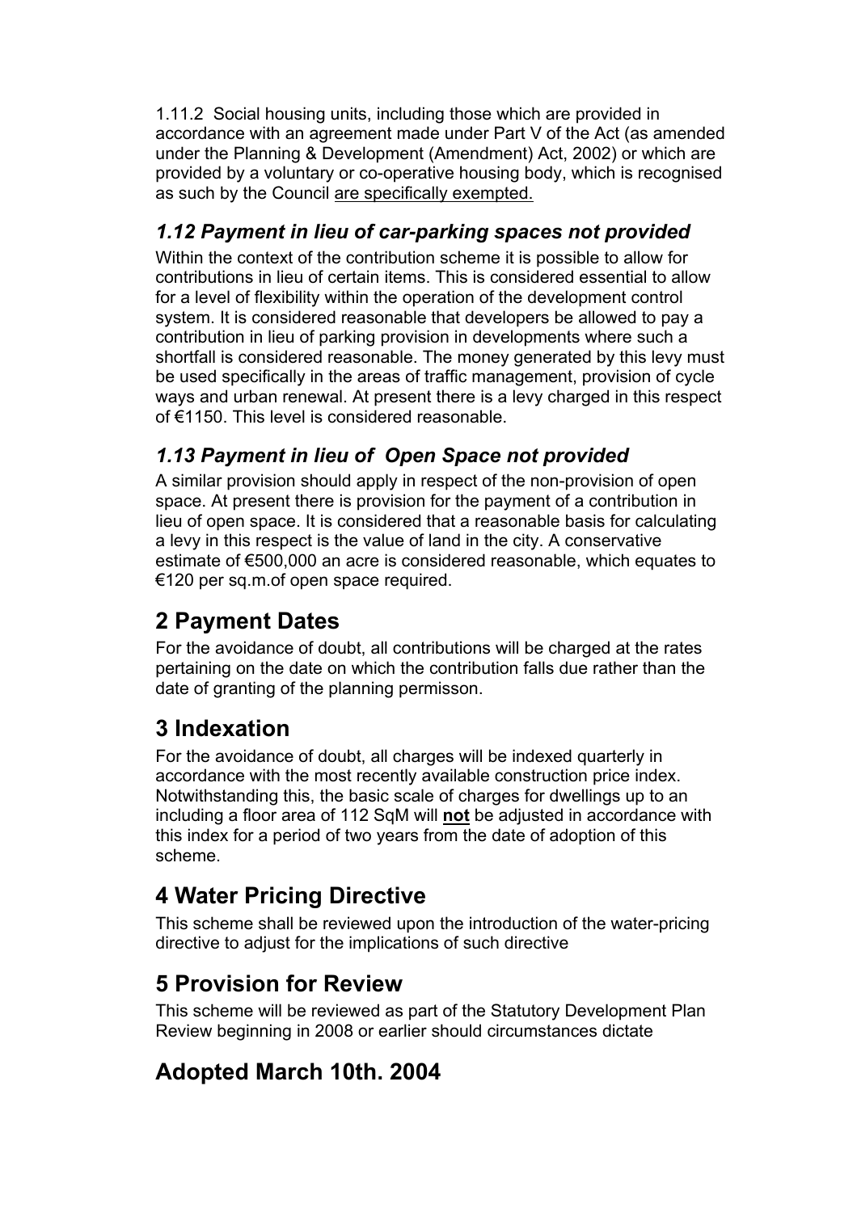1.11.2 Social housing units, including those which are provided in accordance with an agreement made under Part V of the Act (as amended under the Planning & Development (Amendment) Act, 2002) or which are provided by a voluntary or co-operative housing body, which is recognised as such by the Council <u>are specifically exempted.</u>

### *1.12 Payment in lieu of car-parking spaces not provided*

Within the context of the contribution scheme it is possible to allow for contributions in lieu of certain items. This is considered essential to allow for a level of flexibility within the operation of the development control system. It is considered reasonable that developers be allowed to pay a contribution in lieu of parking provision in developments where such a shortfall is considered reasonable. The money generated by this levy must be used specifically in the areas of traffic management, provision of cycle ways and urban renewal. At present there is a levy charged in this respect of €1150. This level is considered reasonable.

### *1.13 Payment in lieu of Open Space not provided*

A similar provision should apply in respect of the non-provision of open space. At present there is provision for the payment of a contribution in lieu of open space. It is considered that a reasonable basis for calculating a levy in this respect is the value of land in the city. A conservative estimate of €500,000 an acre is considered reasonable, which equates to €120 per sq.m.of open space required.

## 2 Payment Dates

For the avoidance of doubt, all contributions will be charged at the rates pertaining on the date on which the contribution falls due rather than the date of granting of the planning permisson.

## 3 Indexation

For the avoidance of doubt, all charges will be indexed quarterly in accordance with the most recently available construction price index. Notwithstanding this, the basic scale of charges for dwellings up to an including a floor area of 112 SqM will <u>**not**</u> be adjusted in accordance with this index for a period of two years from the date of adoption of this scheme.

## 4 Water Pricing Directive

This scheme shall be reviewed upon the introduction of the water-pricing directive to adjust for the implications of such directive

## 5 Provision for Review

This scheme will be reviewed as part of the Statutory Development Plan Review beginning in 2008 or earlier should circumstances dictate

## Adopted March 10th. 2004